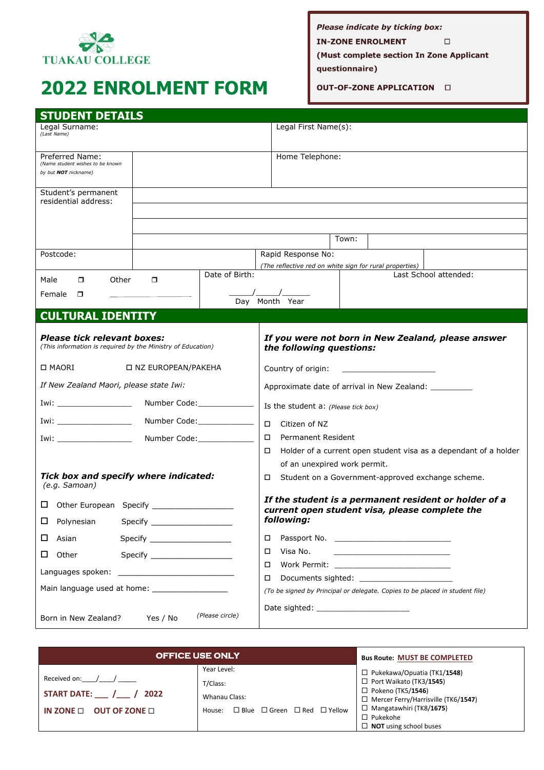TUAKAU COLLEGE

# 2022 ENROLMENT FORM

*Please indicate by ticking box:*

**IN-ZONE ENROLMENT** ☐

**(Must complete section In Zone Applicant questionnaire)**

**OUT-OF-ZONE APPLICATION** ☐

## STUDENT DETAILS

| | | | |
|---|---|---|---|
| Legal Surname: *(Last Name)* | | Legal First Name(s): | |
| Preferred Name: *(Name student wishes to be known by but **NOT** nickname)* | | Home Telephone: | |
| Student's permanent residential address: | | | |
| | | Town: | |
| Postcode: | | Rapid Response No: *(The reflective red on white sign for rural properties)* | |
| Male ☐ Other ☐ Female ☐ ___________ | Date of Birth: ____/____/____ Day Month Year | Last School attended: | |

## CULTURAL IDENTITY

***Please tick relevant boxes:***
*(This information is required by the Ministry of Education)*

☐ MAORI ☐ NZ EUROPEAN/PAKEHA

*If New Zealand Maori, please state Iwi:*

Iwi: ________________ Number Code:____________

Iwi: ________________ Number Code:____________

Iwi: ________________ Number Code:____________

***Tick box and specify where indicated:***
*(e.g. Samoan)*

☐ Other European Specify __________________

☐ Polynesian Specify __________________

☐ Asian Specify __________________

☐ Other Specify __________________

Languages spoken: __________________________

Main language used at home: ________________

Born in New Zealand? Yes / No *(Please circle)*

***If you were not born in New Zealand, please answer the following questions:***

Country of origin: ____________________

Approximate date of arrival in New Zealand: _________

Is the student a: *(Please tick box)*

☐ Citizen of NZ

☐ Permanent Resident

☐ Holder of a current open student visa as a dependant of a holder of an unexpired work permit.

☐ Student on a Government-approved exchange scheme.

***If the student is a permanent resident or holder of a current open student visa, please complete the following:***

☐ Passport No. __________________________

☐ Visa No. __________________________

☐ Work Permit: __________________________

☐ Documents sighted: ____________________

*(To be signed by Principal or delegate. Copies to be placed in student file)*

Date sighted: ____________________

| OFFICE USE ONLY | | Bus Route: MUST BE COMPLETED |
|---|---|---|
| Received on:____/____/_____ | Year Level: | ☐ Pukekawa/Opuatia (TK1/**1548**) |
| **START DATE: ___ /___ / 2022** | T/Class: | ☐ Port Waikato (TK3/**1545**) |
| **IN ZONE** ☐ **OUT OF ZONE** ☐ | Whanau Class: | ☐ Pokeno (TK5/**1546**) |
| | House: ☐ Blue ☐ Green ☐ Red ☐ Yellow | ☐ Mercer Ferry/Harrisville (TK6/**1547**) |
| | | ☐ Mangatawhiri (TK8/**1675**) |
| | | ☐ Pukekohe |
| | | ☐ **NOT** using school buses |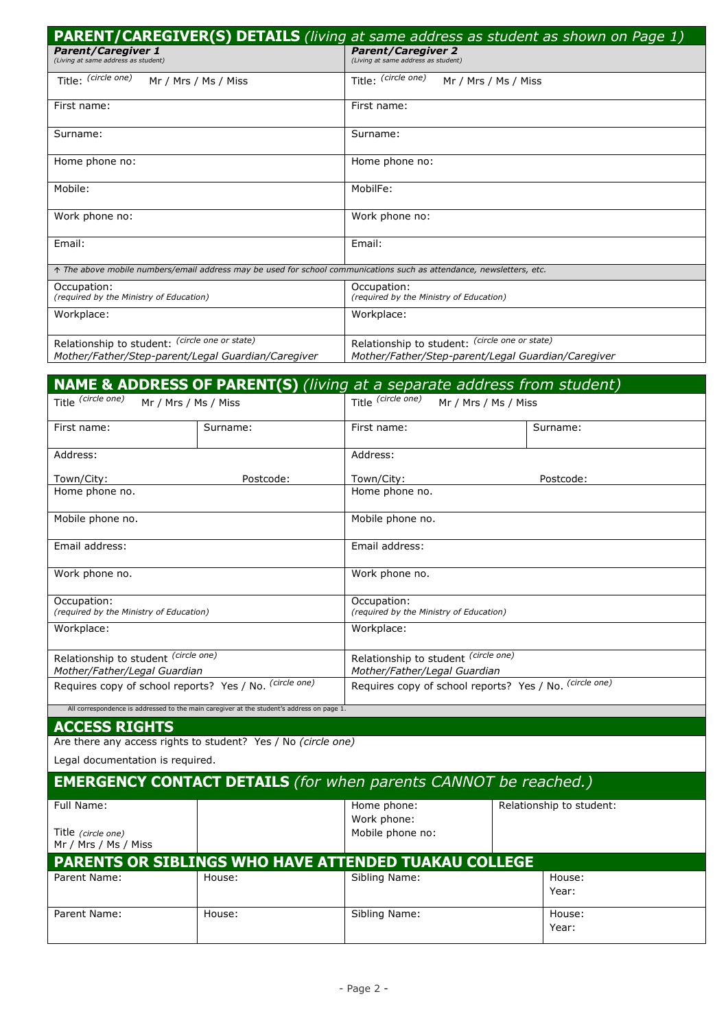## PARENT/CAREGIVER(S) DETAILS *(living at same address as student as shown on Page 1)*

| ***Parent/Caregiver 1*** *(Living at same address as student)* | ***Parent/Caregiver 2*** *(Living at same address as student)* |
|---|---|
| Title: *(circle one)* Mr / Mrs / Ms / Miss | Title: *(circle one)* Mr / Mrs / Ms / Miss |
| First name: | First name: |
| Surname: | Surname: |
| Home phone no: | Home phone no: |
| Mobile: | MobilFe: |
| Work phone no: | Work phone no: |
| Email: | Email: |
| *↑ The above mobile numbers/email address may be used for school communications such as attendance, newsletters, etc.* | |
| Occupation: *(required by the Ministry of Education)* | Occupation: *(required by the Ministry of Education)* |
| Workplace: | Workplace: |
| Relationship to student: *(circle one or state)* *Mother/Father/Step-parent/Legal Guardian/Caregiver* | Relationship to student: *(circle one or state)* *Mother/Father/Step-parent/Legal Guardian/Caregiver* |

## NAME & ADDRESS OF PARENT(S) *(living at a separate address from student)*

| | | | |
|---|---|---|---|
| Title *(circle one)* Mr / Mrs / Ms / Miss | | Title *(circle one)* Mr / Mrs / Ms / Miss | |
| First name: | Surname: | First name: | Surname: |
| Address: Town/City: Postcode: | | Address: Town/City: Postcode: | |
| Home phone no. | | Home phone no. | |
| Mobile phone no. | | Mobile phone no. | |
| Email address: | | Email address: | |
| Work phone no. | | Work phone no. | |
| Occupation: *(required by the Ministry of Education)* | | Occupation: *(required by the Ministry of Education)* | |
| Workplace: | | Workplace: | |
| Relationship to student *(circle one)* *Mother/Father/Legal Guardian* | | Relationship to student *(circle one)* *Mother/Father/Legal Guardian* | |
| Requires copy of school reports? Yes / No. *(circle one)* | | Requires copy of school reports? Yes / No. *(circle one)* | |

All correspondence is addressed to the main caregiver at the student's address on page 1.

## ACCESS RIGHTS

Are there any access rights to student? Yes / No *(circle one)*

Legal documentation is required.

## EMERGENCY CONTACT DETAILS *(for when parents CANNOT be reached.)*

| | | | |
|---|---|---|---|
| Full Name: Title *(circle one)* Mr / Mrs / Ms / Miss | | Home phone: Work phone: Mobile phone no: | Relationship to student: |

## PARENTS OR SIBLINGS WHO HAVE ATTENDED TUAKAU COLLEGE

| | | | |
|---|---|---|---|
| Parent Name: | House: | Sibling Name: | House: Year: |
| Parent Name: | House: | Sibling Name: | House: Year: |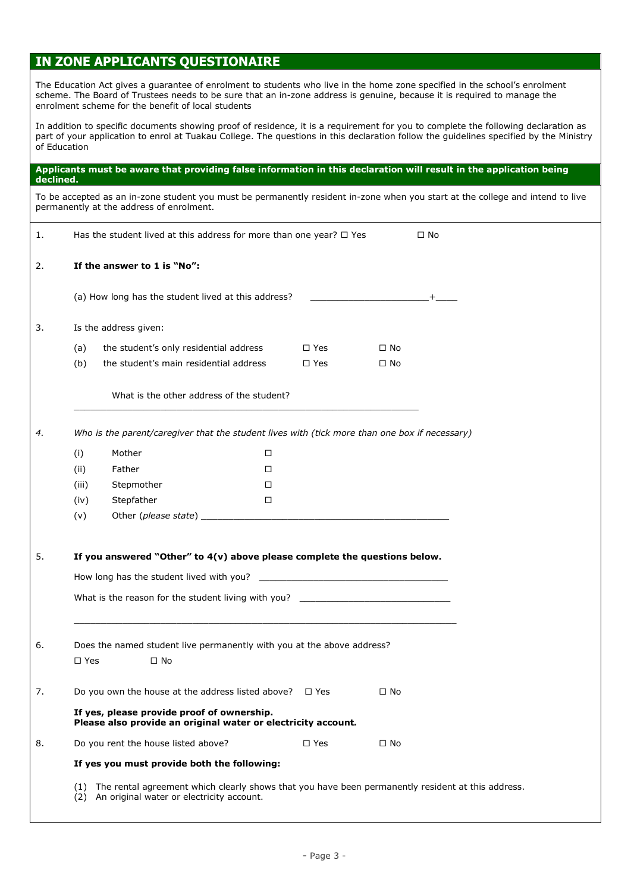## IN ZONE APPLICANTS QUESTIONAIRE

The Education Act gives a guarantee of enrolment to students who live in the home zone specified in the school's enrolment scheme. The Board of Trustees needs to be sure that an in-zone address is genuine, because it is required to manage the enrolment scheme for the benefit of local students

In addition to specific documents showing proof of residence, it is a requirement for you to complete the following declaration as part of your application to enrol at Tuakau College. The questions in this declaration follow the guidelines specified by the Ministry of Education

**Applicants must be aware that providing false information in this declaration will result in the application being declined.**

To be accepted as an in-zone student you must be permanently resident in-zone when you start at the college and intend to live permanently at the address of enrolment.

1. Has the student lived at this address for more than one year? ☐ Yes ☐ No

2. **If the answer to 1 is "No":**

   (a) How long has the student lived at this address? ______________________+____

3. Is the address given:

   (a) the student's only residential address ☐ Yes ☐ No
   (b) the student's main residential address ☐ Yes ☐ No

   What is the other address of the student?

   _________________________________________________________________

4. *Who is the parent/caregiver that the student lives with (tick more than one box if necessary)*

   (i) Mother ☐
   (ii) Father ☐
   (iii) Stepmother ☐
   (iv) Stepfather ☐
   (v) Other (*please state*) _______________________________________________

5. **If you answered "Other" to 4(v) above please complete the questions below.**

   How long has the student lived with you? ___________________________________

   What is the reason for the student living with you? ____________________________

   _________________________________________________________________

6. Does the named student live permanently with you at the above address?

   ☐ Yes ☐ No

7. Do you own the house at the address listed above? ☐ Yes ☐ No

   **If yes, please provide proof of ownership.**
   **Please also provide an original water or electricity account.**

8. Do you rent the house listed above? ☐ Yes ☐ No

   **If yes you must provide both the following:**

   (1) The rental agreement which clearly shows that you have been permanently resident at this address.
   (2) An original water or electricity account.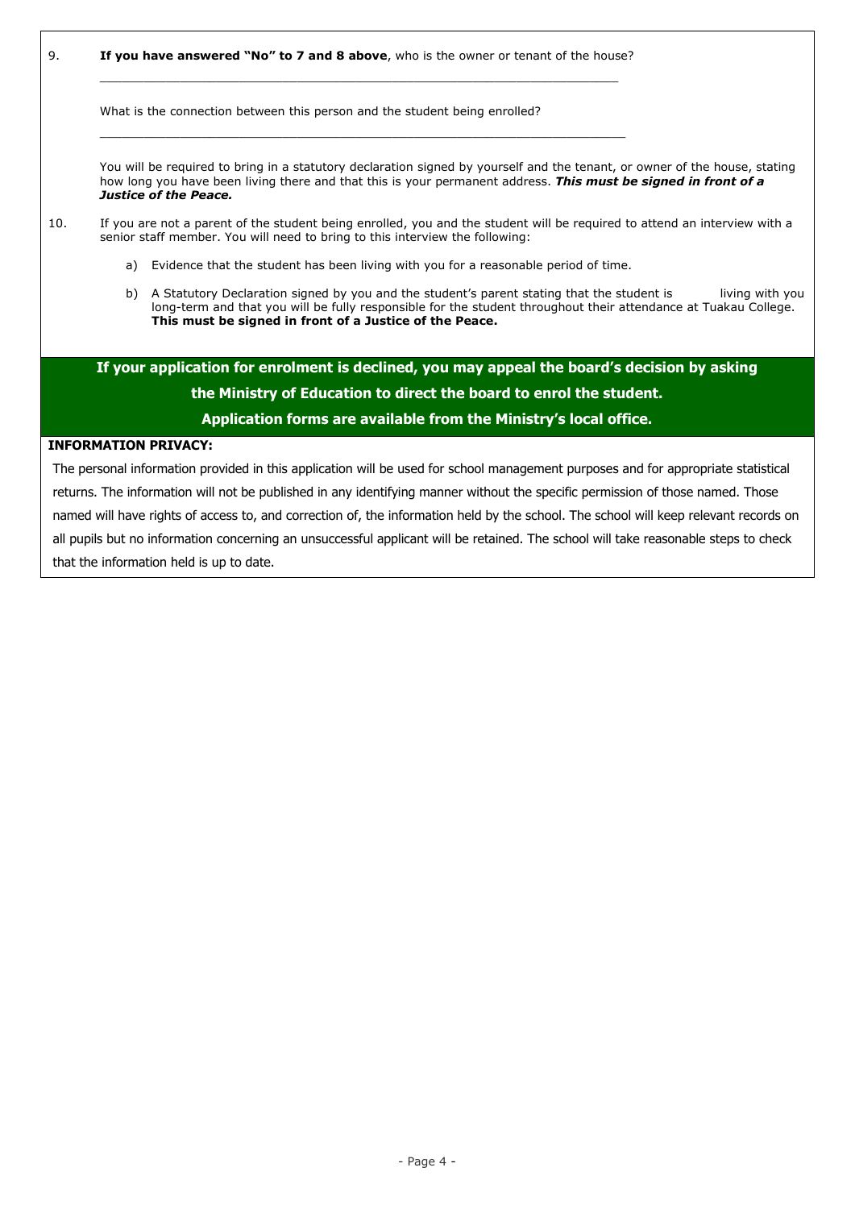9. **If you have answered "No" to 7 and 8 above**, who is the owner or tenant of the house?

   ___________________________________________________________________________

   What is the connection between this person and the student being enrolled?

   ___________________________________________________________________________

   You will be required to bring in a statutory declaration signed by yourself and the tenant, or owner of the house, stating how long you have been living there and that this is your permanent address. ***This must be signed in front of a Justice of the Peace.***

10. If you are not a parent of the student being enrolled, you and the student will be required to attend an interview with a senior staff member. You will need to bring to this interview the following:

    a) Evidence that the student has been living with you for a reasonable period of time.

    b) A Statutory Declaration signed by you and the student's parent stating that the student is living with you long-term and that you will be fully responsible for the student throughout their attendance at Tuakau College. **This must be signed in front of a Justice of the Peace.**

**If your application for enrolment is declined, you may appeal the board's decision by asking the Ministry of Education to direct the board to enrol the student.**

**Application forms are available from the Ministry's local office.**

**INFORMATION PRIVACY:**

The personal information provided in this application will be used for school management purposes and for appropriate statistical returns. The information will not be published in any identifying manner without the specific permission of those named. Those named will have rights of access to, and correction of, the information held by the school. The school will keep relevant records on all pupils but no information concerning an unsuccessful applicant will be retained. The school will take reasonable steps to check that the information held is up to date.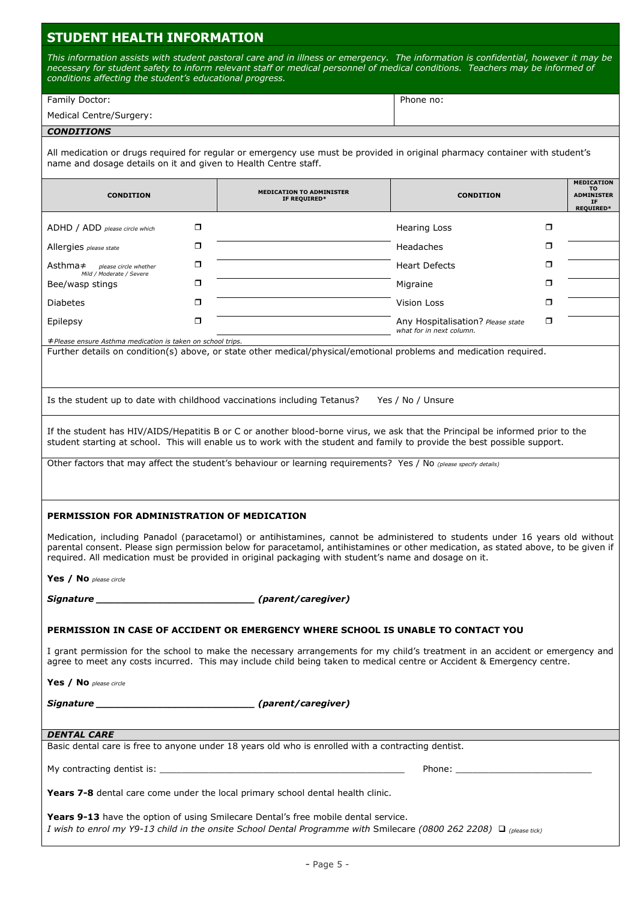## STUDENT HEALTH INFORMATION

*This information assists with student pastoral care and in illness or emergency. The information is confidential, however it may be necessary for student safety to inform relevant staff or medical personnel of medical conditions. Teachers may be informed of conditions affecting the student's educational progress.*

| Family Doctor: | Phone no: |
|---|---|
| Medical Centre/Surgery: | |

### *CONDITIONS*

All medication or drugs required for regular or emergency use must be provided in original pharmacy container with student's name and dosage details on it and given to Health Centre staff.

| CONDITION | | MEDICATION TO ADMINISTER IF REQUIRED* | CONDITION | | MEDICATION TO ADMINISTER IF REQUIRED* |
|---|---|---|---|---|---|
| ADHD / ADD *please circle which* | ❐ | | Hearing Loss | ❐ | |
| Allergies *please state* | ❐ | | Headaches | ❐ | |
| Asthma≠ *please circle whether Mild / Moderate / Severe* | ❐ | | Heart Defects | ❐ | |
| Bee/wasp stings | ❐ | | Migraine | ❐ | |
| Diabetes | ❐ | | Vision Loss | ❐ | |
| Epilepsy | ❐ | | Any Hospitalisation? *Please state what for in next column.* | ❐ | |

*≠Please ensure Asthma medication is taken on school trips.*

Further details on condition(s) above, or state other medical/physical/emotional problems and medication required.

Is the student up to date with childhood vaccinations including Tetanus? Yes / No / Unsure

If the student has HIV/AIDS/Hepatitis B or C or another blood-borne virus, we ask that the Principal be informed prior to the student starting at school. This will enable us to work with the student and family to provide the best possible support.

Other factors that may affect the student's behaviour or learning requirements? Yes / No *(please specify details)*

**PERMISSION FOR ADMINISTRATION OF MEDICATION**

Medication, including Panadol (paracetamol) or antihistamines, cannot be administered to students under 16 years old without parental consent. Please sign permission below for paracetamol, antihistamines or other medication, as stated above, to be given if required. All medication must be provided in original packaging with student's name and dosage on it.

**Yes / No** *please circle*

***Signature \_\_\_\_\_\_\_\_\_\_\_\_\_\_\_\_\_\_\_\_\_\_\_\_\_\_\_ (parent/caregiver)***

**PERMISSION IN CASE OF ACCIDENT OR EMERGENCY WHERE SCHOOL IS UNABLE TO CONTACT YOU**

I grant permission for the school to make the necessary arrangements for my child's treatment in an accident or emergency and agree to meet any costs incurred. This may include child being taken to medical centre or Accident & Emergency centre.

**Yes / No** *please circle*

***Signature \_\_\_\_\_\_\_\_\_\_\_\_\_\_\_\_\_\_\_\_\_\_\_\_\_\_\_ (parent/caregiver)***

### *DENTAL CARE*

Basic dental care is free to anyone under 18 years old who is enrolled with a contracting dentist.

My contracting dentist is: \_\_\_\_\_\_\_\_\_\_\_\_\_\_\_\_\_\_\_\_\_\_\_\_\_\_\_\_\_\_\_\_\_\_\_\_\_\_\_\_\_\_\_\_ Phone: \_\_\_\_\_\_\_\_\_\_\_\_\_\_\_\_\_\_\_\_\_\_\_\_\_

**Years 7-8** dental care come under the local primary school dental health clinic.

**Years 9-13** have the option of using Smilecare Dental's free mobile dental service.
*I wish to enrol my Y9-13 child in the onsite School Dental Programme with* Smilecare *(0800 262 2208)* ❑ *(please tick)*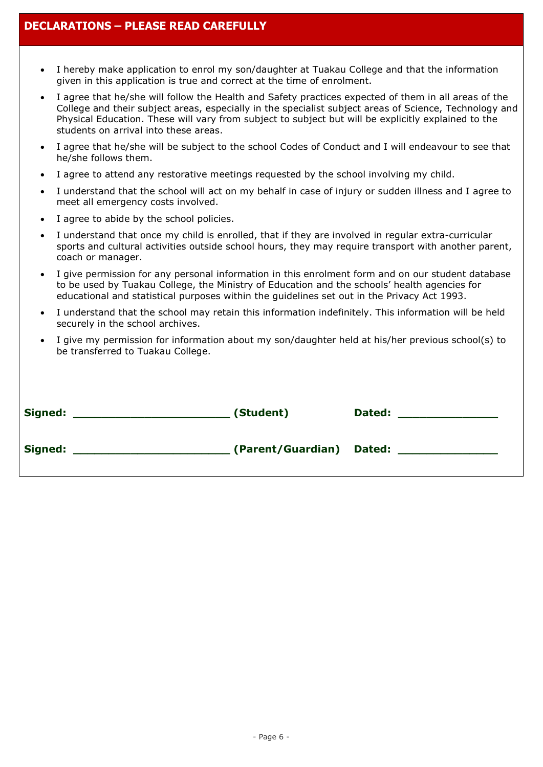## DECLARATIONS – PLEASE READ CAREFULLY

- I hereby make application to enrol my son/daughter at Tuakau College and that the information given in this application is true and correct at the time of enrolment.
- I agree that he/she will follow the Health and Safety practices expected of them in all areas of the College and their subject areas, especially in the specialist subject areas of Science, Technology and Physical Education. These will vary from subject to subject but will be explicitly explained to the students on arrival into these areas.
- I agree that he/she will be subject to the school Codes of Conduct and I will endeavour to see that he/she follows them.
- I agree to attend any restorative meetings requested by the school involving my child.
- I understand that the school will act on my behalf in case of injury or sudden illness and I agree to meet all emergency costs involved.
- I agree to abide by the school policies.
- I understand that once my child is enrolled, that if they are involved in regular extra-curricular sports and cultural activities outside school hours, they may require transport with another parent, coach or manager.
- I give permission for any personal information in this enrolment form and on our student database to be used by Tuakau College, the Ministry of Education and the schools' health agencies for educational and statistical purposes within the guidelines set out in the Privacy Act 1993.
- I understand that the school may retain this information indefinitely. This information will be held securely in the school archives.
- I give my permission for information about my son/daughter held at his/her previous school(s) to be transferred to Tuakau College.

**Signed:** ______________________ **(Student)** **Dated:** ______________

**Signed:** ______________________ **(Parent/Guardian)** **Dated:** ______________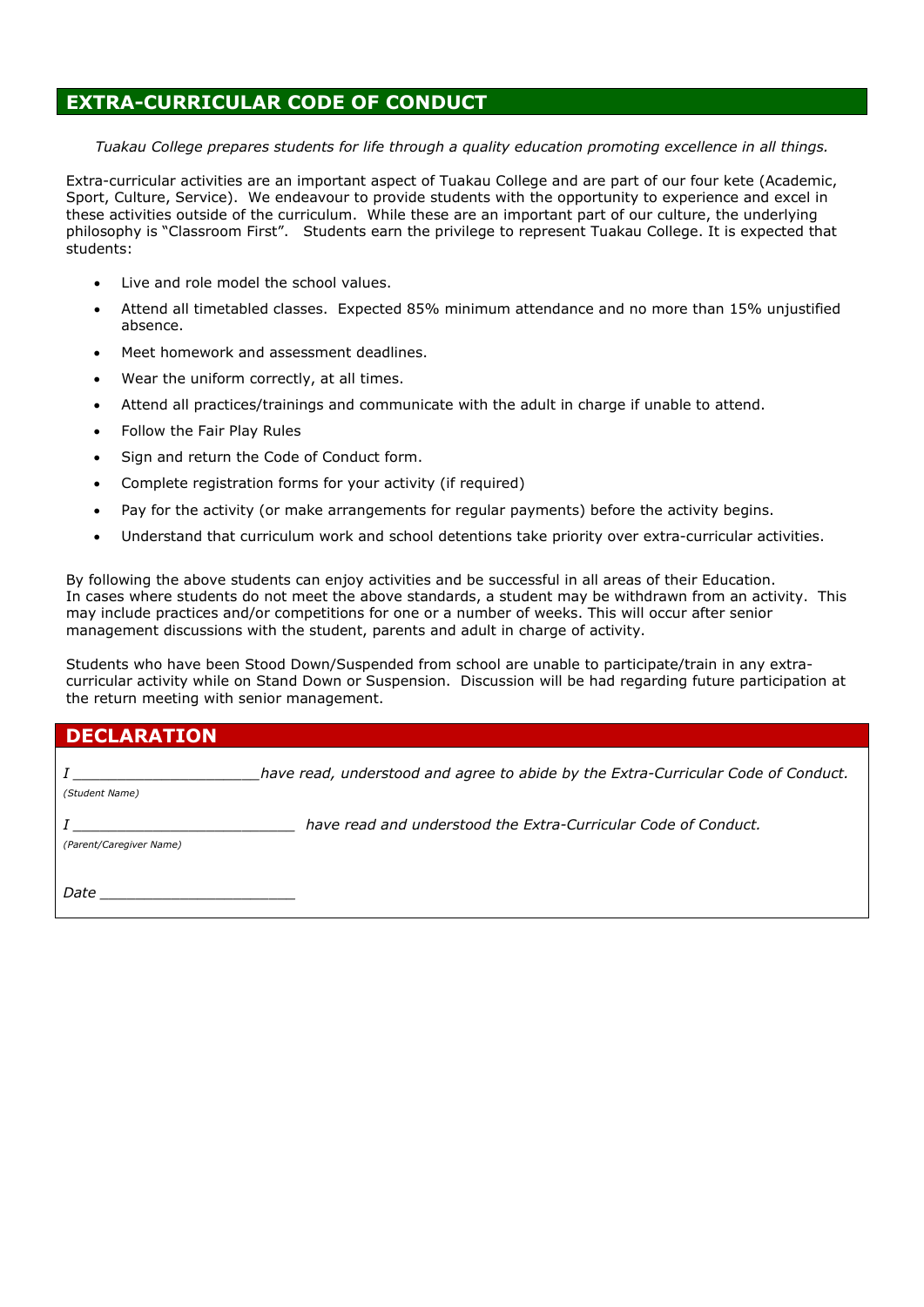## EXTRA-CURRICULAR CODE OF CONDUCT

*Tuakau College prepares students for life through a quality education promoting excellence in all things.*

Extra-curricular activities are an important aspect of Tuakau College and are part of our four kete (Academic, Sport, Culture, Service). We endeavour to provide students with the opportunity to experience and excel in these activities outside of the curriculum. While these are an important part of our culture, the underlying philosophy is "Classroom First". Students earn the privilege to represent Tuakau College. It is expected that students:

- Live and role model the school values.
- Attend all timetabled classes. Expected 85% minimum attendance and no more than 15% unjustified absence.
- Meet homework and assessment deadlines.
- Wear the uniform correctly, at all times.
- Attend all practices/trainings and communicate with the adult in charge if unable to attend.
- Follow the Fair Play Rules
- Sign and return the Code of Conduct form.
- Complete registration forms for your activity (if required)
- Pay for the activity (or make arrangements for regular payments) before the activity begins.
- Understand that curriculum work and school detentions take priority over extra-curricular activities.

By following the above students can enjoy activities and be successful in all areas of their Education.
In cases where students do not meet the above standards, a student may be withdrawn from an activity. This may include practices and/or competitions for one or a number of weeks. This will occur after senior management discussions with the student, parents and adult in charge of activity.

Students who have been Stood Down/Suspended from school are unable to participate/train in any extra-curricular activity while on Stand Down or Suspension. Discussion will be had regarding future participation at the return meeting with senior management.

## DECLARATION

*I \_\_\_\_\_\_\_\_\_\_\_\_\_\_\_\_\_\_\_\_\_\_ have read, understood and agree to abide by the Extra-Curricular Code of Conduct.*
*(Student Name)*

*I \_\_\_\_\_\_\_\_\_\_\_\_\_\_\_\_\_\_\_\_\_\_\_\_\_\_ have read and understood the Extra-Curricular Code of Conduct.*
*(Parent/Caregiver Name)*

*Date* \_\_\_\_\_\_\_\_\_\_\_\_\_\_\_\_\_\_\_\_\_\_\_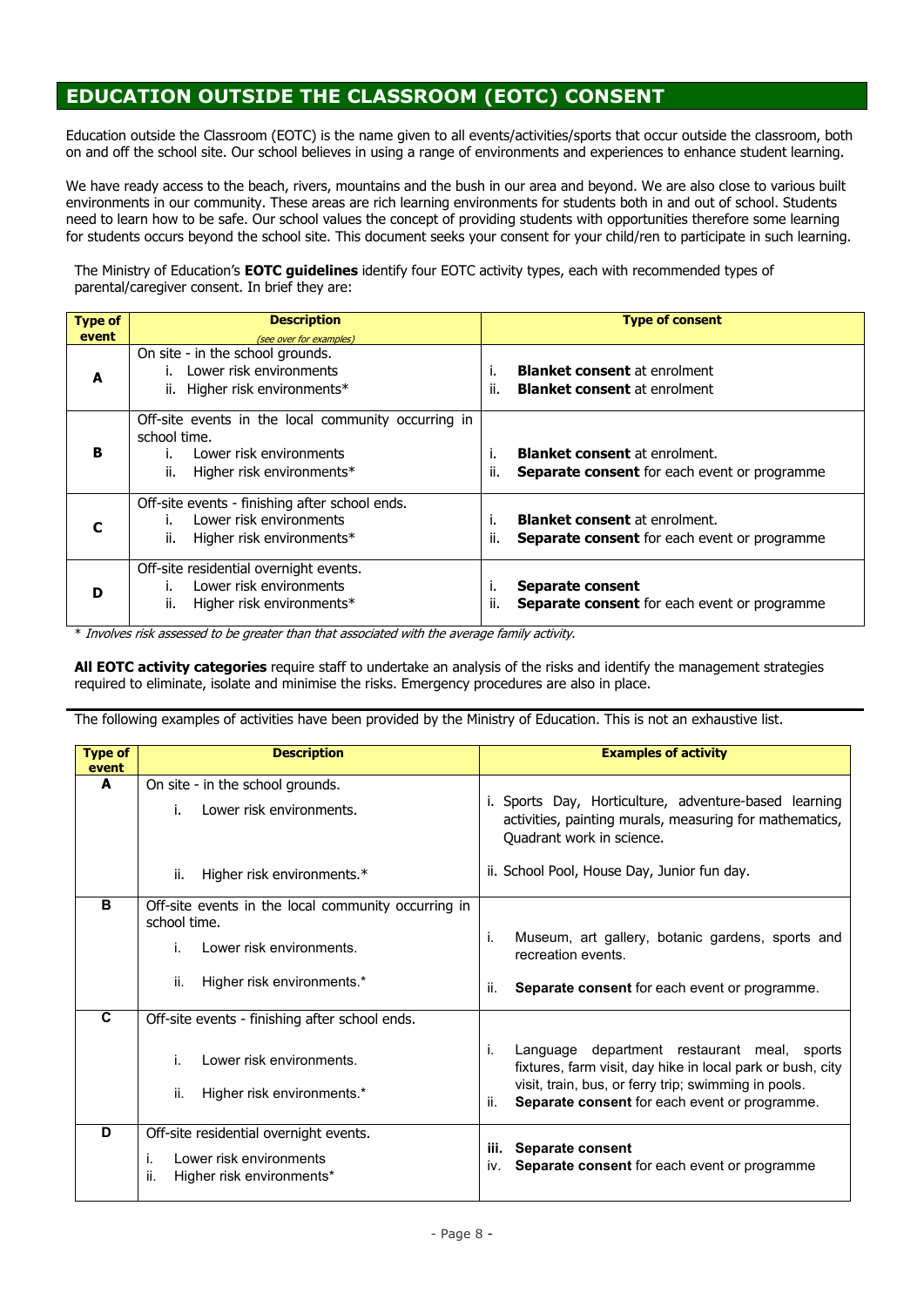## EDUCATION OUTSIDE THE CLASSROOM (EOTC) CONSENT

Education outside the Classroom (EOTC) is the name given to all events/activities/sports that occur outside the classroom, both on and off the school site. Our school believes in using a range of environments and experiences to enhance student learning.

We have ready access to the beach, rivers, mountains and the bush in our area and beyond. We are also close to various built environments in our community. These areas are rich learning environments for students both in and out of school. Students need to learn how to be safe. Our school values the concept of providing students with opportunities therefore some learning for students occurs beyond the school site. This document seeks your consent for your child/ren to participate in such learning.

The Ministry of Education's **EOTC guidelines** identify four EOTC activity types, each with recommended types of parental/caregiver consent. In brief they are:

| Type of event | Description *(see over for examples)* | Type of consent |
|---|---|---|
| **A** | On site - in the school grounds.<br>i. Lower risk environments<br>ii. Higher risk environments* | i. **Blanket consent** at enrolment<br>ii. **Blanket consent** at enrolment |
| **B** | Off-site events in the local community occurring in school time.<br>i. Lower risk environments<br>ii. Higher risk environments* | i. **Blanket consent** at enrolment.<br>ii. **Separate consent** for each event or programme |
| **C** | Off-site events - finishing after school ends.<br>i. Lower risk environments<br>ii. Higher risk environments* | i. **Blanket consent** at enrolment.<br>ii. **Separate consent** for each event or programme |
| **D** | Off-site residential overnight events.<br>i. Lower risk environments<br>ii. Higher risk environments* | i. **Separate consent**<br>ii. **Separate consent** for each event or programme |

*\* Involves risk assessed to be greater than that associated with the average family activity.*

**All EOTC activity categories** require staff to undertake an analysis of the risks and identify the management strategies required to eliminate, isolate and minimise the risks. Emergency procedures are also in place.

The following examples of activities have been provided by the Ministry of Education. This is not an exhaustive list.

| Type of event | Description | Examples of activity |
|---|---|---|
| **A** | On site - in the school grounds.<br>i. Lower risk environments.<br>ii. Higher risk environments.* | i. Sports Day, Horticulture, adventure-based learning activities, painting murals, measuring for mathematics, Quadrant work in science.<br>ii. School Pool, House Day, Junior fun day. |
| **B** | Off-site events in the local community occurring in school time.<br>i. Lower risk environments.<br>ii. Higher risk environments.* | i. Museum, art gallery, botanic gardens, sports and recreation events.<br>ii. **Separate consent** for each event or programme. |
| **C** | Off-site events - finishing after school ends.<br>i. Lower risk environments.<br>ii. Higher risk environments.* | i. Language department restaurant meal, sports fixtures, farm visit, day hike in local park or bush, city visit, train, bus, or ferry trip; swimming in pools.<br>ii. **Separate consent** for each event or programme. |
| **D** | Off-site residential overnight events.<br>i. Lower risk environments<br>ii. Higher risk environments* | iii. **Separate consent**<br>iv. **Separate consent** for each event or programme |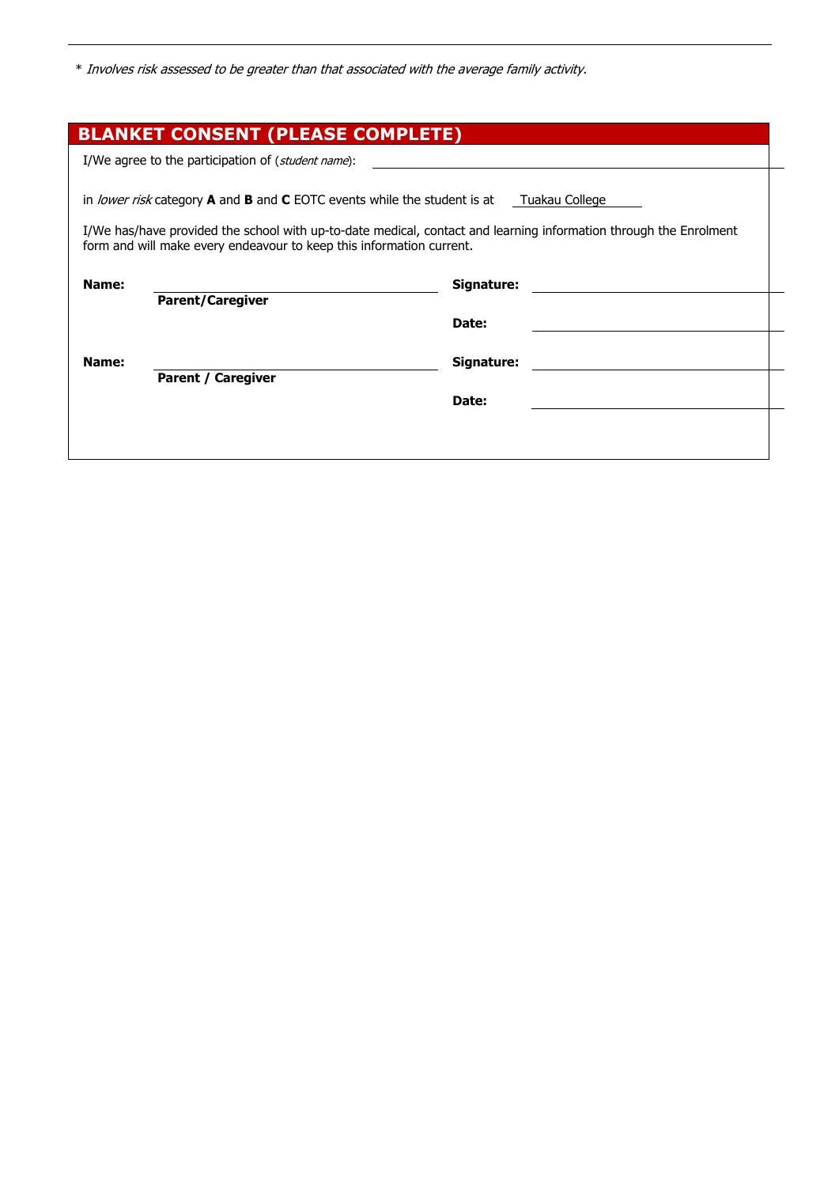\* *Involves risk assessed to be greater than that associated with the average family activity.*

## BLANKET CONSENT (PLEASE COMPLETE)

I/We agree to the participation of (*student name*): ______________________________

in *lower risk* category **A** and **B** and **C** EOTC events while the student is at Tuakau College

I/We has/have provided the school with up-to-date medical, contact and learning information through the Enrolment form and will make every endeavour to keep this information current.

**Name:** ______________________________ **Signature:** ______________________________
**Parent/Caregiver**

**Date:** ______________________________

**Name:** ______________________________ **Signature:** ______________________________
**Parent / Caregiver**

**Date:** ______________________________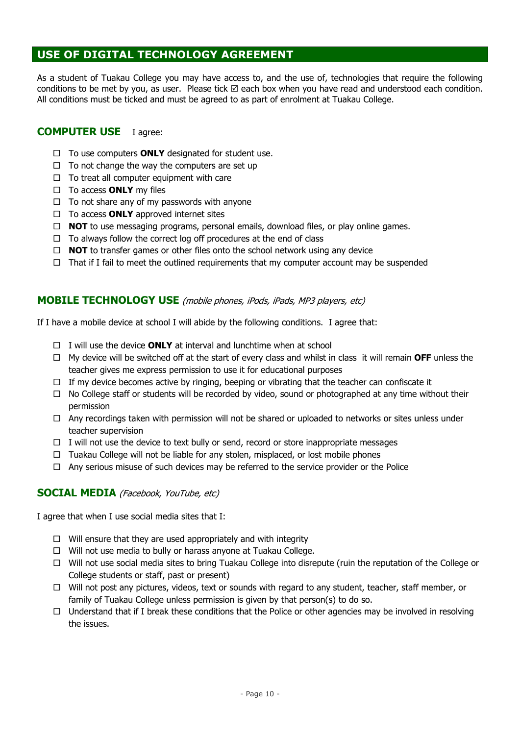## USE OF DIGITAL TECHNOLOGY AGREEMENT

As a student of Tuakau College you may have access to, and the use of, technologies that require the following conditions to be met by you, as user. Please tick ☑ each box when you have read and understood each condition. All conditions must be ticked and must be agreed to as part of enrolment at Tuakau College.

### COMPUTER USE

I agree:

- ☐ To use computers **ONLY** designated for student use.
- ☐ To not change the way the computers are set up
- ☐ To treat all computer equipment with care
- ☐ To access **ONLY** my files
- ☐ To not share any of my passwords with anyone
- ☐ To access **ONLY** approved internet sites
- ☐ **NOT** to use messaging programs, personal emails, download files, or play online games.
- ☐ To always follow the correct log off procedures at the end of class
- ☐ **NOT** to transfer games or other files onto the school network using any device
- ☐ That if I fail to meet the outlined requirements that my computer account may be suspended

### MOBILE TECHNOLOGY USE *(mobile phones, iPods, iPads, MP3 players, etc)*

If I have a mobile device at school I will abide by the following conditions. I agree that:

- ☐ I will use the device **ONLY** at interval and lunchtime when at school
- ☐ My device will be switched off at the start of every class and whilst in class it will remain **OFF** unless the teacher gives me express permission to use it for educational purposes
- ☐ If my device becomes active by ringing, beeping or vibrating that the teacher can confiscate it
- ☐ No College staff or students will be recorded by video, sound or photographed at any time without their permission
- ☐ Any recordings taken with permission will not be shared or uploaded to networks or sites unless under teacher supervision
- ☐ I will not use the device to text bully or send, record or store inappropriate messages
- ☐ Tuakau College will not be liable for any stolen, misplaced, or lost mobile phones
- ☐ Any serious misuse of such devices may be referred to the service provider or the Police

### SOCIAL MEDIA *(Facebook, YouTube, etc)*

I agree that when I use social media sites that I:

- ☐ Will ensure that they are used appropriately and with integrity
- ☐ Will not use media to bully or harass anyone at Tuakau College.
- ☐ Will not use social media sites to bring Tuakau College into disrepute (ruin the reputation of the College or College students or staff, past or present)
- ☐ Will not post any pictures, videos, text or sounds with regard to any student, teacher, staff member, or family of Tuakau College unless permission is given by that person(s) to do so.
- ☐ Understand that if I break these conditions that the Police or other agencies may be involved in resolving the issues.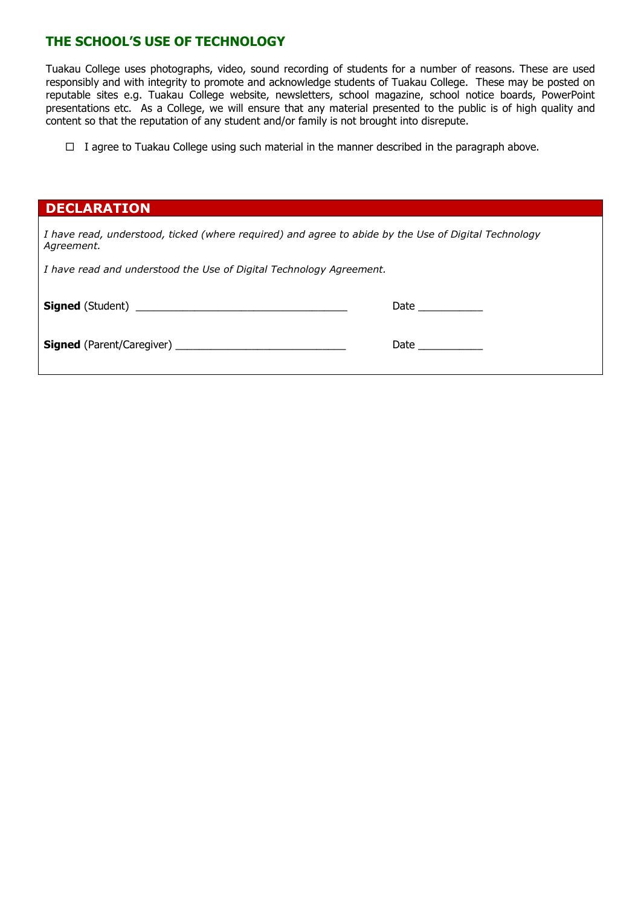## THE SCHOOL'S USE OF TECHNOLOGY

Tuakau College uses photographs, video, sound recording of students for a number of reasons. These are used responsibly and with integrity to promote and acknowledge students of Tuakau College. These may be posted on reputable sites e.g. Tuakau College website, newsletters, school magazine, school notice boards, PowerPoint presentations etc. As a College, we will ensure that any material presented to the public is of high quality and content so that the reputation of any student and/or family is not brought into disrepute.

☐ I agree to Tuakau College using such material in the manner described in the paragraph above.

## DECLARATION

*I have read, understood, ticked (where required) and agree to abide by the Use of Digital Technology Agreement.*

*I have read and understood the Use of Digital Technology Agreement.*

**Signed** (Student) ___________________________________ Date ___________

**Signed** (Parent/Caregiver) ____________________________ Date ___________